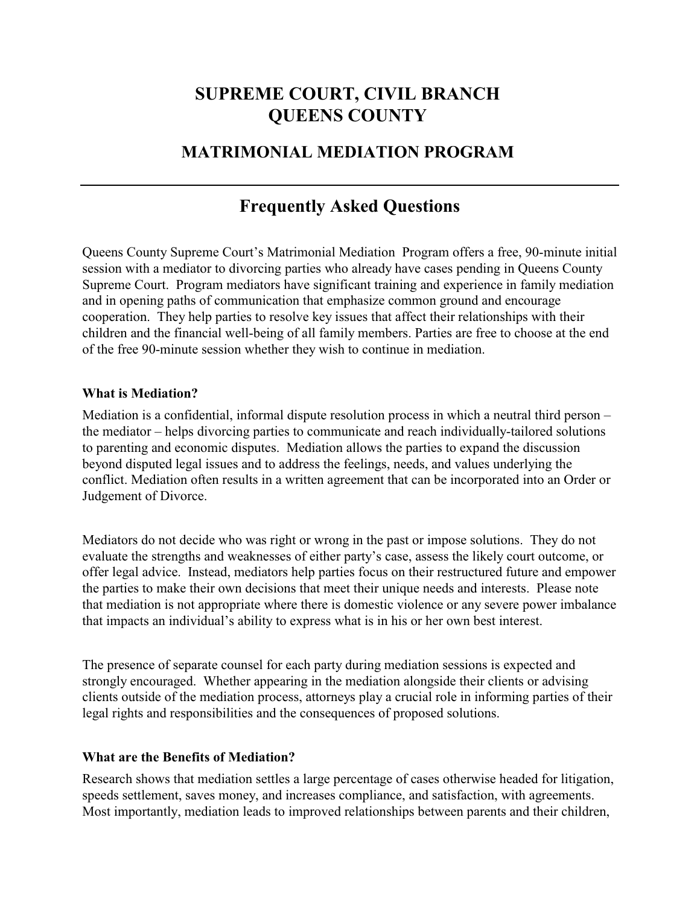# SUPREME COURT, CIVIL BRANCH
# QUEENS COUNTY

## MATRIMONIAL MEDIATION PROGRAM

---

## Frequently Asked Questions

Queens County Supreme Court's Matrimonial Mediation Program offers a free, 90-minute initial session with a mediator to divorcing parties who already have cases pending in Queens County Supreme Court. Program mediators have significant training and experience in family mediation and in opening paths of communication that emphasize common ground and encourage cooperation. They help parties to resolve key issues that affect their relationships with their children and the financial well-being of all family members. Parties are free to choose at the end of the free 90-minute session whether they wish to continue in mediation.

### What is Mediation?

Mediation is a confidential, informal dispute resolution process in which a neutral third person – the mediator – helps divorcing parties to communicate and reach individually-tailored solutions to parenting and economic disputes. Mediation allows the parties to expand the discussion beyond disputed legal issues and to address the feelings, needs, and values underlying the conflict. Mediation often results in a written agreement that can be incorporated into an Order or Judgement of Divorce.

Mediators do not decide who was right or wrong in the past or impose solutions. They do not evaluate the strengths and weaknesses of either party's case, assess the likely court outcome, or offer legal advice. Instead, mediators help parties focus on their restructured future and empower the parties to make their own decisions that meet their unique needs and interests. Please note that mediation is not appropriate where there is domestic violence or any severe power imbalance that impacts an individual's ability to express what is in his or her own best interest.

The presence of separate counsel for each party during mediation sessions is expected and strongly encouraged. Whether appearing in the mediation alongside their clients or advising clients outside of the mediation process, attorneys play a crucial role in informing parties of their legal rights and responsibilities and the consequences of proposed solutions.

### What are the Benefits of Mediation?

Research shows that mediation settles a large percentage of cases otherwise headed for litigation, speeds settlement, saves money, and increases compliance, and satisfaction, with agreements. Most importantly, mediation leads to improved relationships between parents and their children,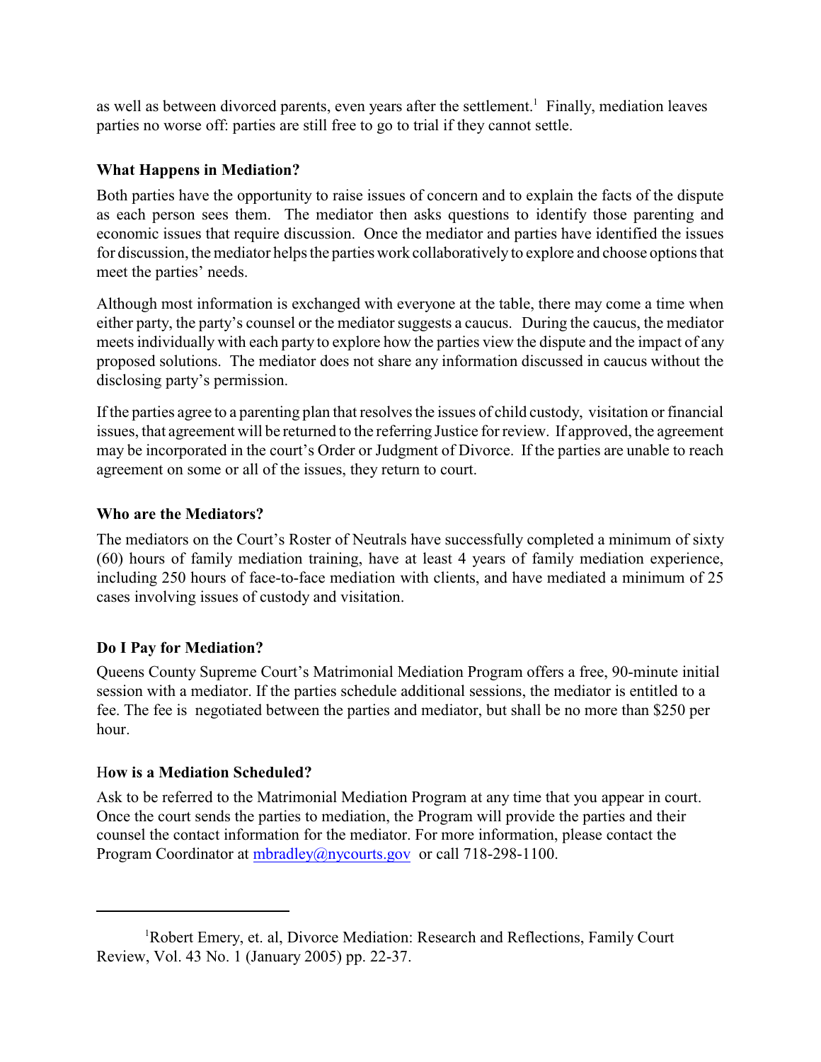as well as between divorced parents, even years after the settlement.[1] Finally, mediation leaves parties no worse off: parties are still free to go to trial if they cannot settle.

**What Happens in Mediation?**

Both parties have the opportunity to raise issues of concern and to explain the facts of the dispute as each person sees them. The mediator then asks questions to identify those parenting and economic issues that require discussion. Once the mediator and parties have identified the issues for discussion, the mediator helps the parties work collaboratively to explore and choose options that meet the parties' needs.

Although most information is exchanged with everyone at the table, there may come a time when either party, the party's counsel or the mediator suggests a caucus. During the caucus, the mediator meets individually with each party to explore how the parties view the dispute and the impact of any proposed solutions. The mediator does not share any information discussed in caucus without the disclosing party's permission.

If the parties agree to a parenting plan that resolves the issues of child custody, visitation or financial issues, that agreement will be returned to the referring Justice for review. If approved, the agreement may be incorporated in the court's Order or Judgment of Divorce. If the parties are unable to reach agreement on some or all of the issues, they return to court.

**Who are the Mediators?**

The mediators on the Court's Roster of Neutrals have successfully completed a minimum of sixty (60) hours of family mediation training, have at least 4 years of family mediation experience, including 250 hours of face-to-face mediation with clients, and have mediated a minimum of 25 cases involving issues of custody and visitation.

**Do I Pay for Mediation?**

Queens County Supreme Court's Matrimonial Mediation Program offers a free, 90-minute initial session with a mediator. If the parties schedule additional sessions, the mediator is entitled to a fee. The fee is negotiated between the parties and mediator, but shall be no more than $250 per hour.

H**ow is a Mediation Scheduled?**

Ask to be referred to the Matrimonial Mediation Program at any time that you appear in court. Once the court sends the parties to mediation, the Program will provide the parties and their counsel the contact information for the mediator. For more information, please contact the Program Coordinator at mbradley@nycourts.gov or call 718-298-1100.

---

[1] Robert Emery, et. al, Divorce Mediation: Research and Reflections, Family Court Review, Vol. 43 No. 1 (January 2005) pp. 22-37.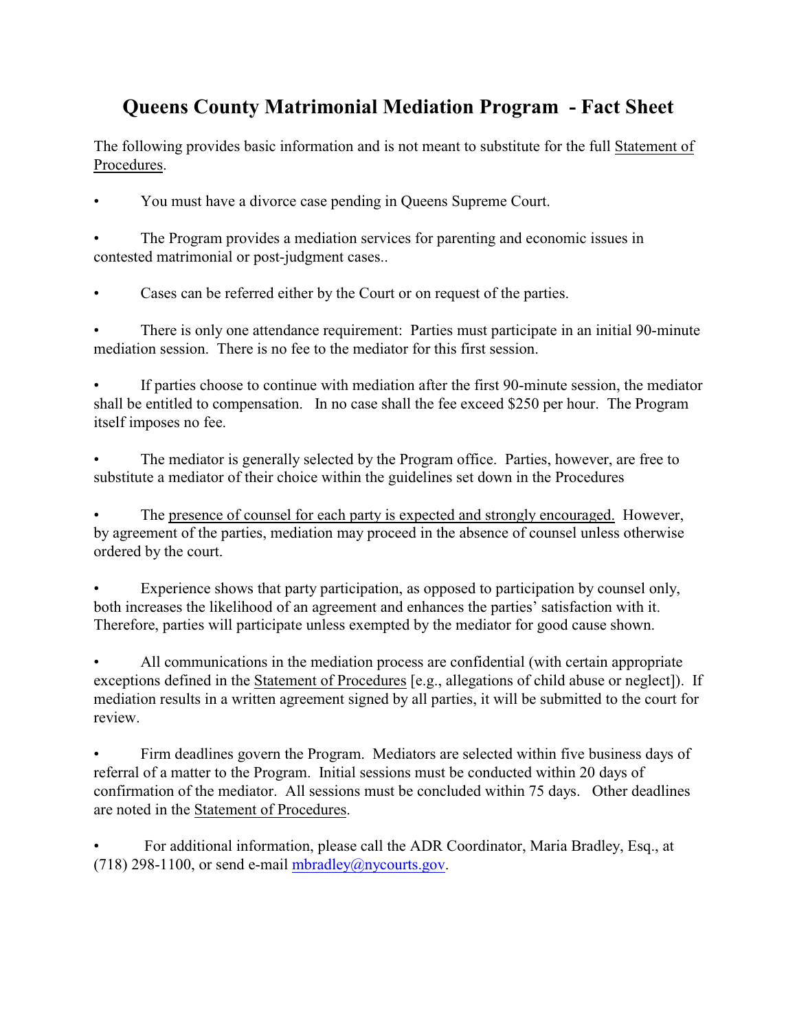# Queens County Matrimonial Mediation Program - Fact Sheet

The following provides basic information and is not meant to substitute for the full Statement of Procedures.

- You must have a divorce case pending in Queens Supreme Court.

- The Program provides a mediation services for parenting and economic issues in contested matrimonial or post-judgment cases..

- Cases can be referred either by the Court or on request of the parties.

- There is only one attendance requirement: Parties must participate in an initial 90-minute mediation session. There is no fee to the mediator for this first session.

- If parties choose to continue with mediation after the first 90-minute session, the mediator shall be entitled to compensation. In no case shall the fee exceed $250 per hour. The Program itself imposes no fee.

- The mediator is generally selected by the Program office. Parties, however, are free to substitute a mediator of their choice within the guidelines set down in the Procedures

- The presence of counsel for each party is expected and strongly encouraged. However, by agreement of the parties, mediation may proceed in the absence of counsel unless otherwise ordered by the court.

- Experience shows that party participation, as opposed to participation by counsel only, both increases the likelihood of an agreement and enhances the parties' satisfaction with it. Therefore, parties will participate unless exempted by the mediator for good cause shown.

- All communications in the mediation process are confidential (with certain appropriate exceptions defined in the Statement of Procedures [e.g., allegations of child abuse or neglect]). If mediation results in a written agreement signed by all parties, it will be submitted to the court for review.

- Firm deadlines govern the Program. Mediators are selected within five business days of referral of a matter to the Program. Initial sessions must be conducted within 20 days of confirmation of the mediator. All sessions must be concluded within 75 days. Other deadlines are noted in the Statement of Procedures.

- For additional information, please call the ADR Coordinator, Maria Bradley, Esq., at (718) 298-1100, or send e-mail mbradley@nycourts.gov.